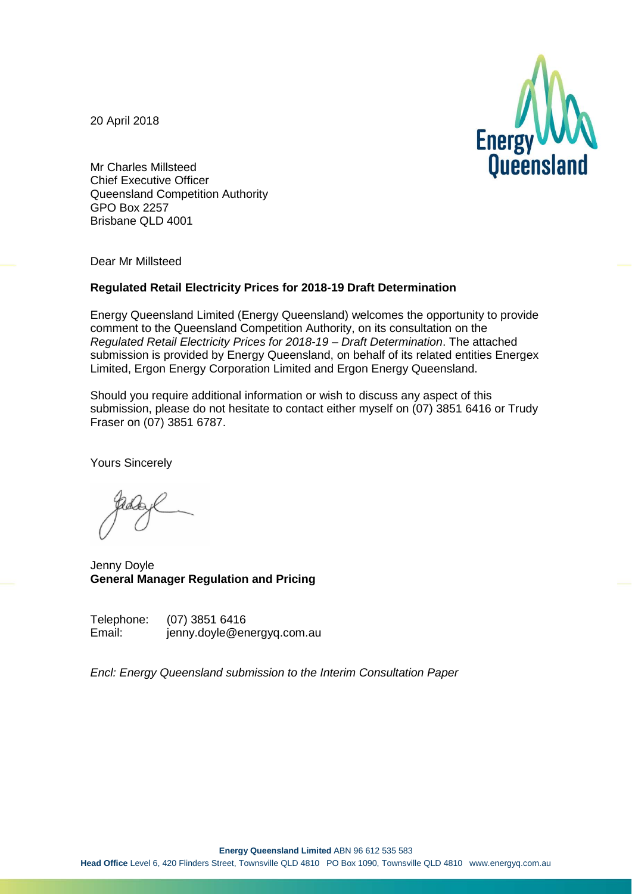20 April 2018

Mr Charles Millsteed
Chief Executive Officer
Queensland Competition Authority
GPO Box 2257
Brisbane QLD 4001

Dear Mr Millsteed

**Regulated Retail Electricity Prices for 2018-19 Draft Determination**

Energy Queensland Limited (Energy Queensland) welcomes the opportunity to provide comment to the Queensland Competition Authority, on its consultation on the *Regulated Retail Electricity Prices for 2018-19 – Draft Determination*. The attached submission is provided by Energy Queensland, on behalf of its related entities Energex Limited, Ergon Energy Corporation Limited and Ergon Energy Queensland.

Should you require additional information or wish to discuss any aspect of this submission, please do not hesitate to contact either myself on (07) 3851 6416 or Trudy Fraser on (07) 3851 6787.

Yours Sincerely

Jenny Doyle
**General Manager Regulation and Pricing**

Telephone: (07) 3851 6416
Email: jenny.doyle@energyq.com.au

*Encl: Energy Queensland submission to the Interim Consultation Paper*

**Energy Queensland Limited** ABN 96 612 535 583
**Head Office** Level 6, 420 Flinders Street, Townsville QLD 4810 PO Box 1090, Townsville QLD 4810 www.energyq.com.au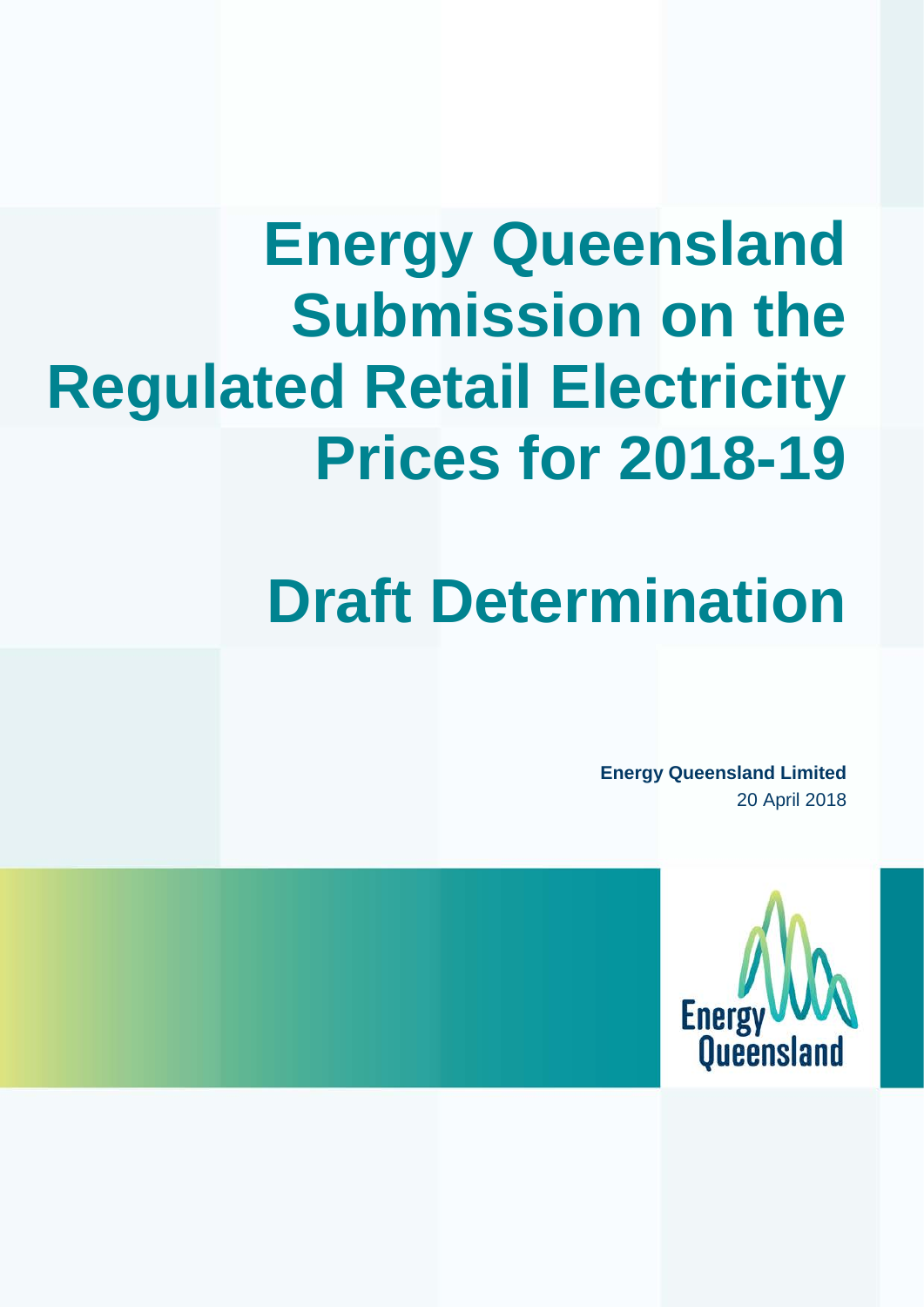# Energy Queensland Submission on the Regulated Retail Electricity Prices for 2018-19

# Draft Determination

**Energy Queensland Limited**
20 April 2018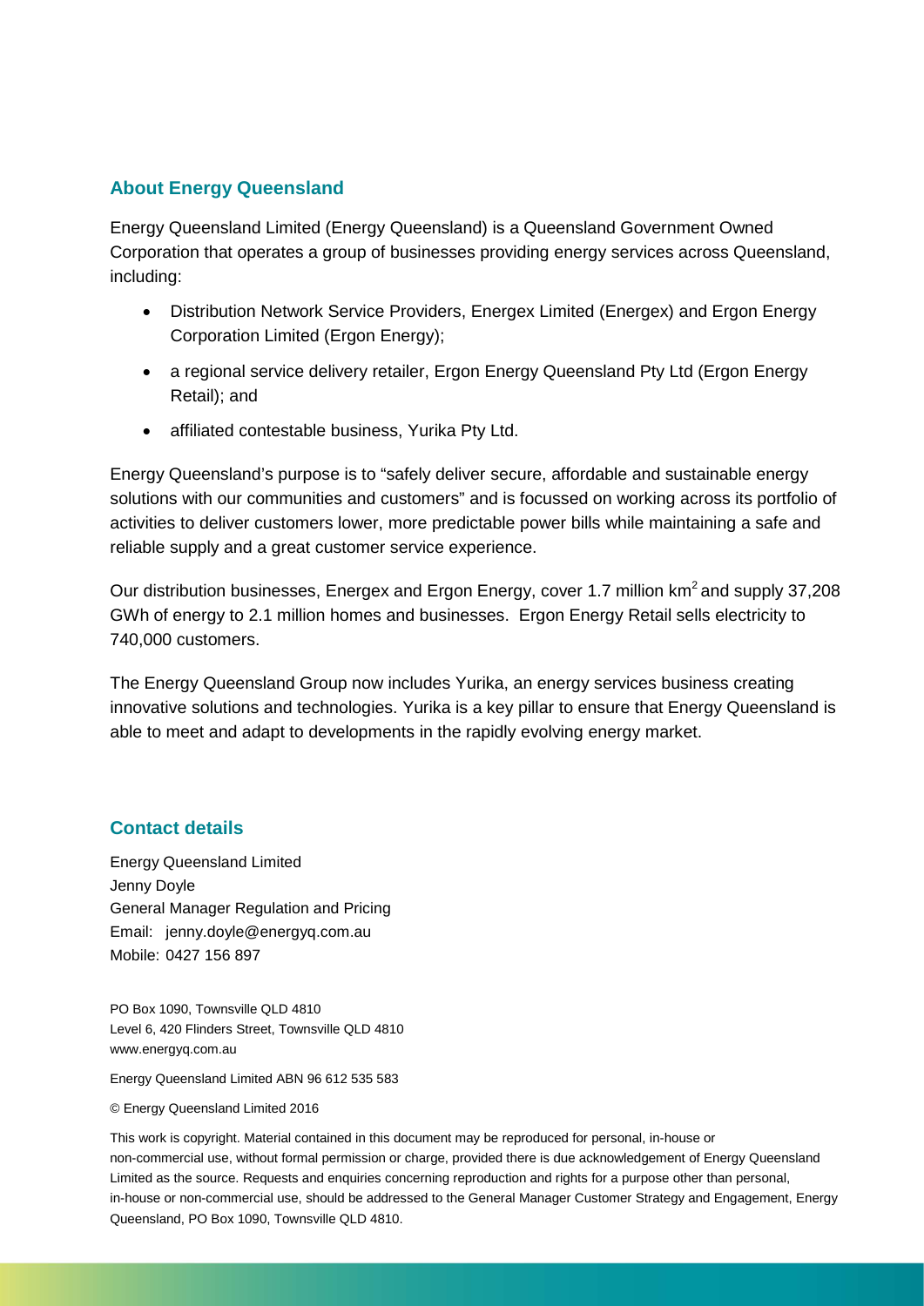## About Energy Queensland

Energy Queensland Limited (Energy Queensland) is a Queensland Government Owned Corporation that operates a group of businesses providing energy services across Queensland, including:

- Distribution Network Service Providers, Energex Limited (Energex) and Ergon Energy Corporation Limited (Ergon Energy);
- a regional service delivery retailer, Ergon Energy Queensland Pty Ltd (Ergon Energy Retail); and
- affiliated contestable business, Yurika Pty Ltd.

Energy Queensland's purpose is to "safely deliver secure, affordable and sustainable energy solutions with our communities and customers" and is focussed on working across its portfolio of activities to deliver customers lower, more predictable power bills while maintaining a safe and reliable supply and a great customer service experience.

Our distribution businesses, Energex and Ergon Energy, cover 1.7 million $km^2$ and supply 37,208 GWh of energy to 2.1 million homes and businesses. Ergon Energy Retail sells electricity to 740,000 customers.

The Energy Queensland Group now includes Yurika, an energy services business creating innovative solutions and technologies. Yurika is a key pillar to ensure that Energy Queensland is able to meet and adapt to developments in the rapidly evolving energy market.

## Contact details

Energy Queensland Limited
Jenny Doyle
General Manager Regulation and Pricing
Email: jenny.doyle@energyq.com.au
Mobile: 0427 156 897

PO Box 1090, Townsville QLD 4810
Level 6, 420 Flinders Street, Townsville QLD 4810
www.energyq.com.au

Energy Queensland Limited ABN 96 612 535 583

© Energy Queensland Limited 2016

This work is copyright. Material contained in this document may be reproduced for personal, in-house or non-commercial use, without formal permission or charge, provided there is due acknowledgement of Energy Queensland Limited as the source. Requests and enquiries concerning reproduction and rights for a purpose other than personal, in-house or non-commercial use, should be addressed to the General Manager Customer Strategy and Engagement, Energy Queensland, PO Box 1090, Townsville QLD 4810.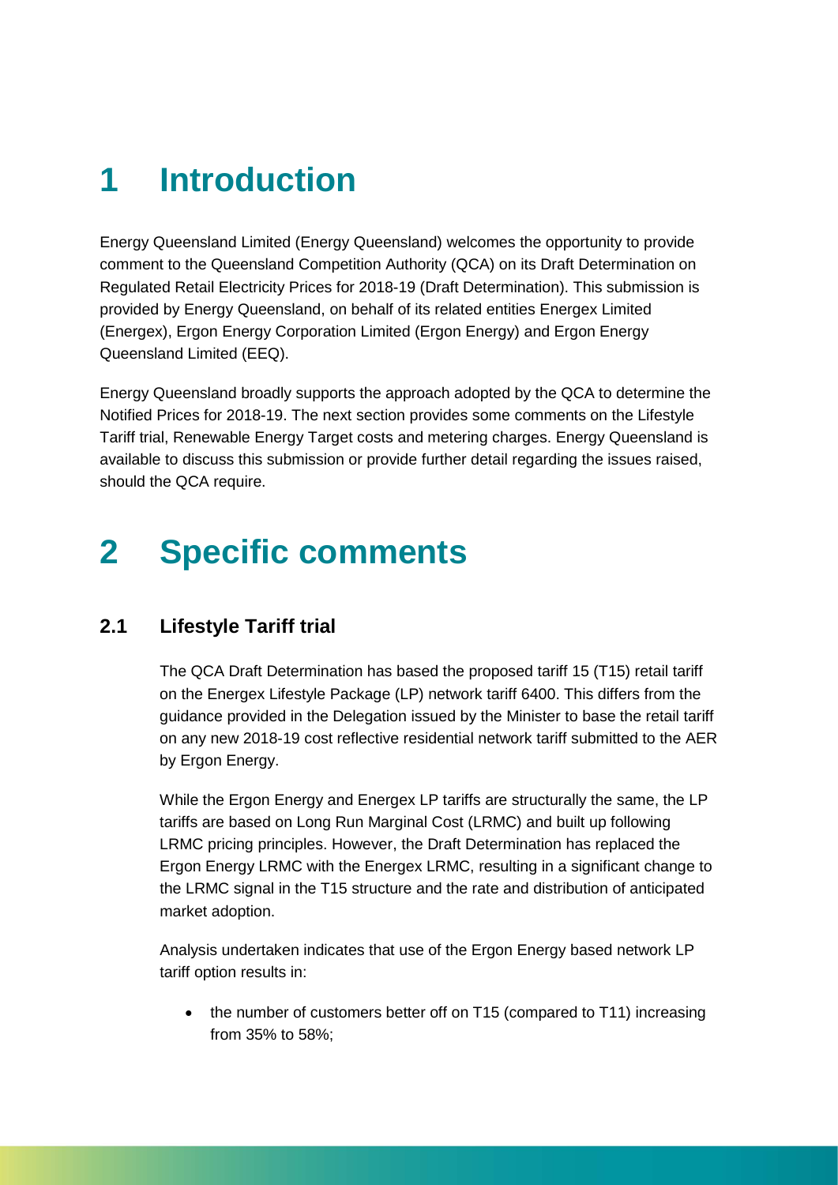# 1 Introduction

Energy Queensland Limited (Energy Queensland) welcomes the opportunity to provide comment to the Queensland Competition Authority (QCA) on its Draft Determination on Regulated Retail Electricity Prices for 2018-19 (Draft Determination). This submission is provided by Energy Queensland, on behalf of its related entities Energex Limited (Energex), Ergon Energy Corporation Limited (Ergon Energy) and Ergon Energy Queensland Limited (EEQ).

Energy Queensland broadly supports the approach adopted by the QCA to determine the Notified Prices for 2018-19. The next section provides some comments on the Lifestyle Tariff trial, Renewable Energy Target costs and metering charges. Energy Queensland is available to discuss this submission or provide further detail regarding the issues raised, should the QCA require.

# 2 Specific comments

## 2.1 Lifestyle Tariff trial

The QCA Draft Determination has based the proposed tariff 15 (T15) retail tariff on the Energex Lifestyle Package (LP) network tariff 6400. This differs from the guidance provided in the Delegation issued by the Minister to base the retail tariff on any new 2018-19 cost reflective residential network tariff submitted to the AER by Ergon Energy.

While the Ergon Energy and Energex LP tariffs are structurally the same, the LP tariffs are based on Long Run Marginal Cost (LRMC) and built up following LRMC pricing principles. However, the Draft Determination has replaced the Ergon Energy LRMC with the Energex LRMC, resulting in a significant change to the LRMC signal in the T15 structure and the rate and distribution of anticipated market adoption.

Analysis undertaken indicates that use of the Ergon Energy based network LP tariff option results in:

- the number of customers better off on T15 (compared to T11) increasing from 35% to 58%;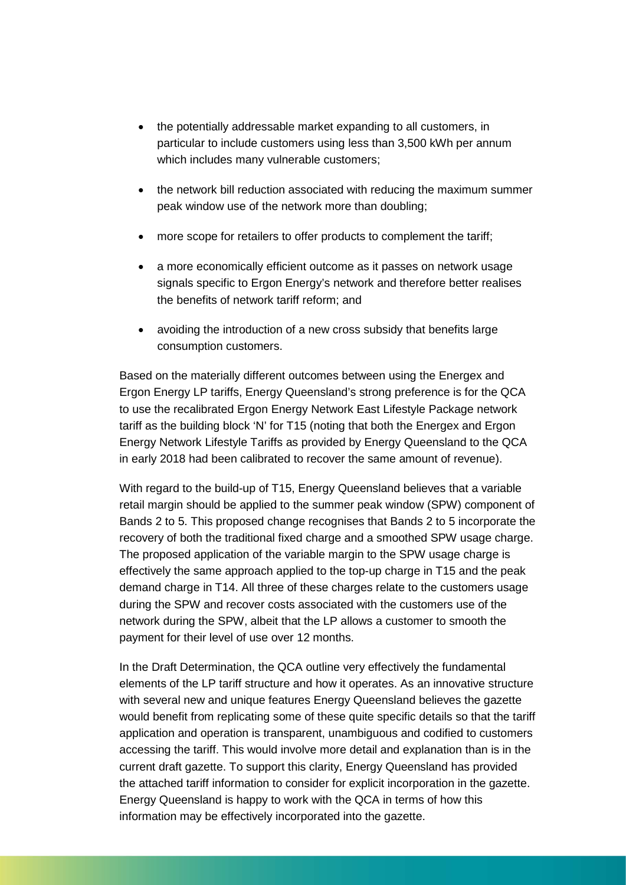- the potentially addressable market expanding to all customers, in particular to include customers using less than 3,500 kWh per annum which includes many vulnerable customers;
- the network bill reduction associated with reducing the maximum summer peak window use of the network more than doubling;
- more scope for retailers to offer products to complement the tariff;
- a more economically efficient outcome as it passes on network usage signals specific to Ergon Energy's network and therefore better realises the benefits of network tariff reform; and
- avoiding the introduction of a new cross subsidy that benefits large consumption customers.

Based on the materially different outcomes between using the Energex and Ergon Energy LP tariffs, Energy Queensland's strong preference is for the QCA to use the recalibrated Ergon Energy Network East Lifestyle Package network tariff as the building block 'N' for T15 (noting that both the Energex and Ergon Energy Network Lifestyle Tariffs as provided by Energy Queensland to the QCA in early 2018 had been calibrated to recover the same amount of revenue).

With regard to the build-up of T15, Energy Queensland believes that a variable retail margin should be applied to the summer peak window (SPW) component of Bands 2 to 5. This proposed change recognises that Bands 2 to 5 incorporate the recovery of both the traditional fixed charge and a smoothed SPW usage charge. The proposed application of the variable margin to the SPW usage charge is effectively the same approach applied to the top-up charge in T15 and the peak demand charge in T14. All three of these charges relate to the customers usage during the SPW and recover costs associated with the customers use of the network during the SPW, albeit that the LP allows a customer to smooth the payment for their level of use over 12 months.

In the Draft Determination, the QCA outline very effectively the fundamental elements of the LP tariff structure and how it operates. As an innovative structure with several new and unique features Energy Queensland believes the gazette would benefit from replicating some of these quite specific details so that the tariff application and operation is transparent, unambiguous and codified to customers accessing the tariff. This would involve more detail and explanation than is in the current draft gazette. To support this clarity, Energy Queensland has provided the attached tariff information to consider for explicit incorporation in the gazette. Energy Queensland is happy to work with the QCA in terms of how this information may be effectively incorporated into the gazette.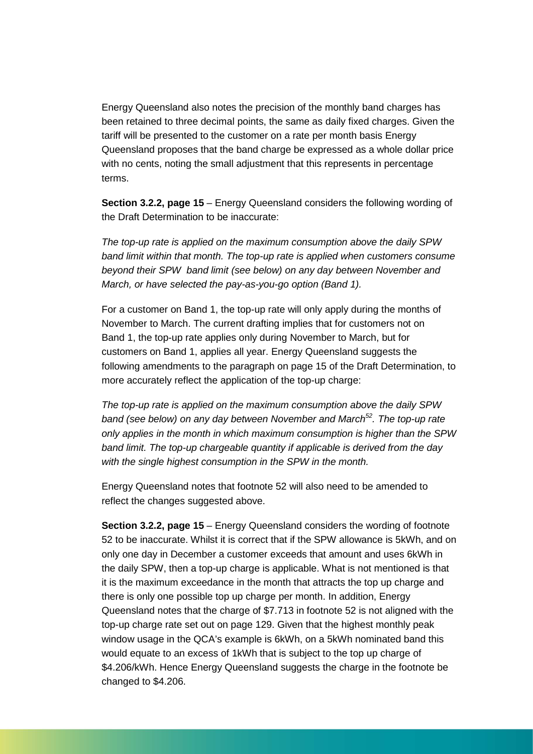Energy Queensland also notes the precision of the monthly band charges has been retained to three decimal points, the same as daily fixed charges. Given the tariff will be presented to the customer on a rate per month basis Energy Queensland proposes that the band charge be expressed as a whole dollar price with no cents, noting the small adjustment that this represents in percentage terms.

**Section 3.2.2, page 15** – Energy Queensland considers the following wording of the Draft Determination to be inaccurate:

*The top-up rate is applied on the maximum consumption above the daily SPW band limit within that month. The top-up rate is applied when customers consume beyond their SPW band limit (see below) on any day between November and March, or have selected the pay-as-you-go option (Band 1).*

For a customer on Band 1, the top-up rate will only apply during the months of November to March. The current drafting implies that for customers not on Band 1, the top-up rate applies only during November to March, but for customers on Band 1, applies all year. Energy Queensland suggests the following amendments to the paragraph on page 15 of the Draft Determination, to more accurately reflect the application of the top-up charge:

*The top-up rate is applied on the maximum consumption above the daily SPW band (see below) on any day between November and March[52]. The top-up rate only applies in the month in which maximum consumption is higher than the SPW band limit. The top-up chargeable quantity if applicable is derived from the day with the single highest consumption in the SPW in the month.*

Energy Queensland notes that footnote 52 will also need to be amended to reflect the changes suggested above.

**Section 3.2.2, page 15** – Energy Queensland considers the wording of footnote 52 to be inaccurate. Whilst it is correct that if the SPW allowance is 5kWh, and on only one day in December a customer exceeds that amount and uses 6kWh in the daily SPW, then a top-up charge is applicable. What is not mentioned is that it is the maximum exceedance in the month that attracts the top up charge and there is only one possible top up charge per month. In addition, Energy Queensland notes that the charge of $7.713 in footnote 52 is not aligned with the top-up charge rate set out on page 129. Given that the highest monthly peak window usage in the QCA's example is 6kWh, on a 5kWh nominated band this would equate to an excess of 1kWh that is subject to the top up charge of $4.206/kWh. Hence Energy Queensland suggests the charge in the footnote be changed to $4.206.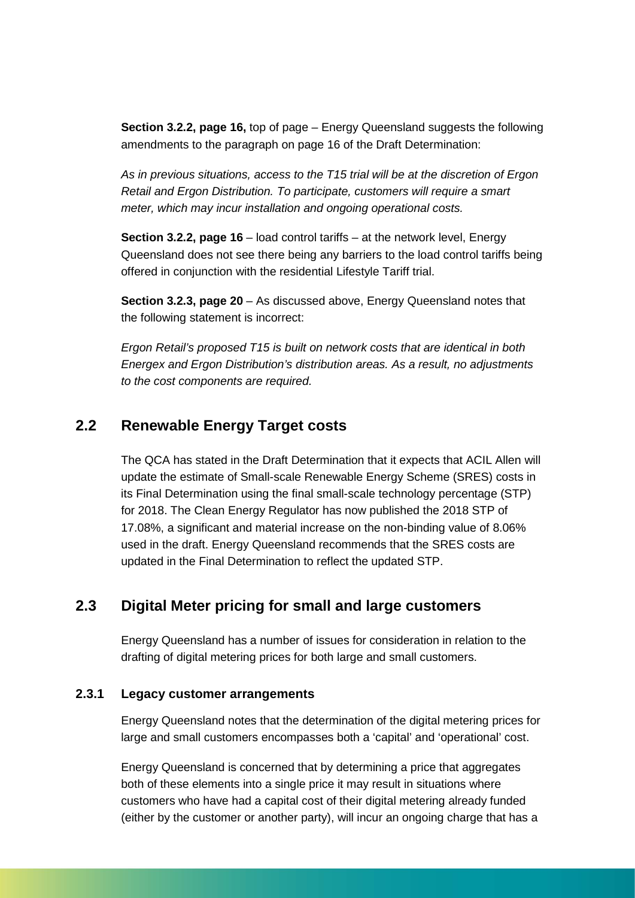**Section 3.2.2, page 16,** top of page – Energy Queensland suggests the following amendments to the paragraph on page 16 of the Draft Determination:

*As in previous situations, access to the T15 trial will be at the discretion of Ergon Retail and Ergon Distribution. To participate, customers will require a smart meter, which may incur installation and ongoing operational costs.*

**Section 3.2.2, page 16** – load control tariffs – at the network level, Energy Queensland does not see there being any barriers to the load control tariffs being offered in conjunction with the residential Lifestyle Tariff trial.

**Section 3.2.3, page 20** – As discussed above, Energy Queensland notes that the following statement is incorrect:

*Ergon Retail's proposed T15 is built on network costs that are identical in both Energex and Ergon Distribution's distribution areas. As a result, no adjustments to the cost components are required.*

## 2.2 Renewable Energy Target costs

The QCA has stated in the Draft Determination that it expects that ACIL Allen will update the estimate of Small-scale Renewable Energy Scheme (SRES) costs in its Final Determination using the final small-scale technology percentage (STP) for 2018. The Clean Energy Regulator has now published the 2018 STP of 17.08%, a significant and material increase on the non-binding value of 8.06% used in the draft. Energy Queensland recommends that the SRES costs are updated in the Final Determination to reflect the updated STP.

## 2.3 Digital Meter pricing for small and large customers

Energy Queensland has a number of issues for consideration in relation to the drafting of digital metering prices for both large and small customers.

### 2.3.1 Legacy customer arrangements

Energy Queensland notes that the determination of the digital metering prices for large and small customers encompasses both a 'capital' and 'operational' cost.

Energy Queensland is concerned that by determining a price that aggregates both of these elements into a single price it may result in situations where customers who have had a capital cost of their digital metering already funded (either by the customer or another party), will incur an ongoing charge that has a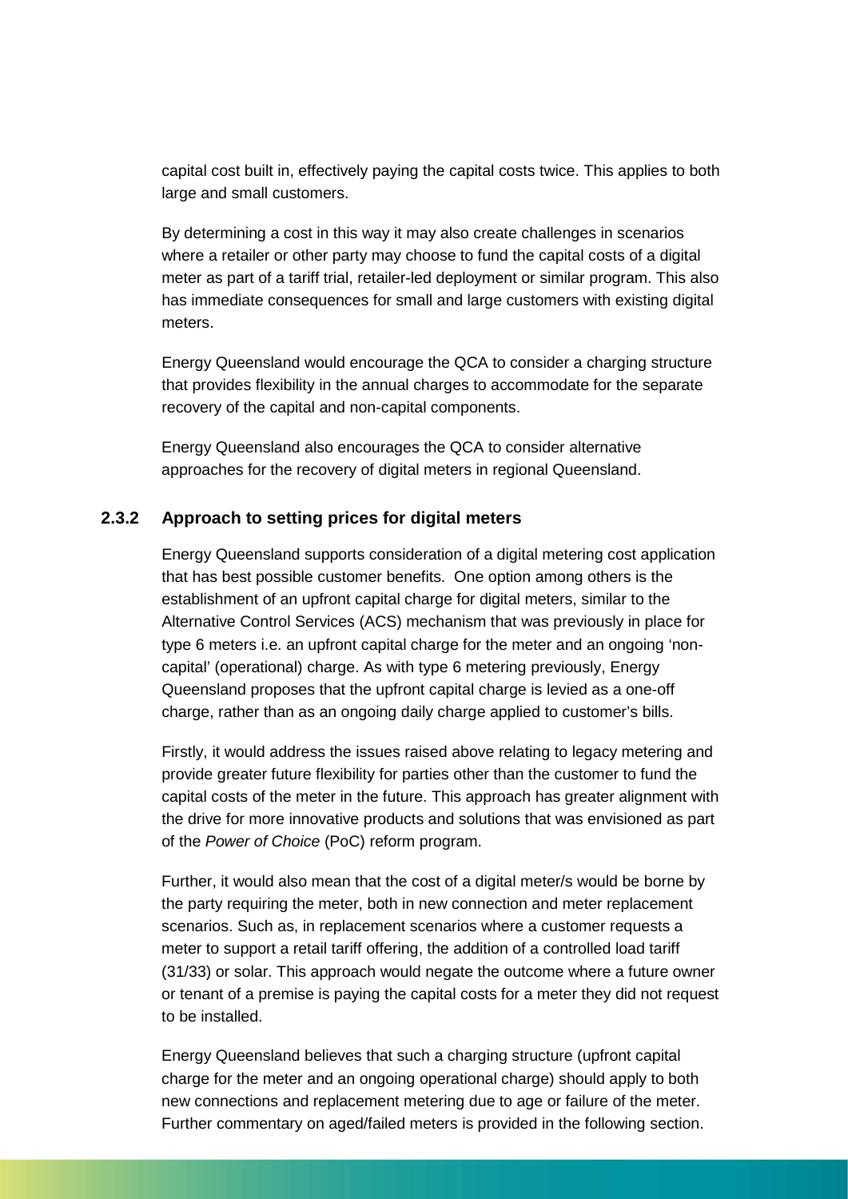capital cost built in, effectively paying the capital costs twice. This applies to both large and small customers.

By determining a cost in this way it may also create challenges in scenarios where a retailer or other party may choose to fund the capital costs of a digital meter as part of a tariff trial, retailer-led deployment or similar program. This also has immediate consequences for small and large customers with existing digital meters.

Energy Queensland would encourage the QCA to consider a charging structure that provides flexibility in the annual charges to accommodate for the separate recovery of the capital and non-capital components.

Energy Queensland also encourages the QCA to consider alternative approaches for the recovery of digital meters in regional Queensland.

### 2.3.2 Approach to setting prices for digital meters

Energy Queensland supports consideration of a digital metering cost application that has best possible customer benefits.  One option among others is the establishment of an upfront capital charge for digital meters, similar to the Alternative Control Services (ACS) mechanism that was previously in place for type 6 meters i.e. an upfront capital charge for the meter and an ongoing 'non-capital' (operational) charge. As with type 6 metering previously, Energy Queensland proposes that the upfront capital charge is levied as a one-off charge, rather than as an ongoing daily charge applied to customer's bills.

Firstly, it would address the issues raised above relating to legacy metering and provide greater future flexibility for parties other than the customer to fund the capital costs of the meter in the future. This approach has greater alignment with the drive for more innovative products and solutions that was envisioned as part of the *Power of Choice* (PoC) reform program.

Further, it would also mean that the cost of a digital meter/s would be borne by the party requiring the meter, both in new connection and meter replacement scenarios. Such as, in replacement scenarios where a customer requests a meter to support a retail tariff offering, the addition of a controlled load tariff (31/33) or solar. This approach would negate the outcome where a future owner or tenant of a premise is paying the capital costs for a meter they did not request to be installed.

Energy Queensland believes that such a charging structure (upfront capital charge for the meter and an ongoing operational charge) should apply to both new connections and replacement metering due to age or failure of the meter. Further commentary on aged/failed meters is provided in the following section.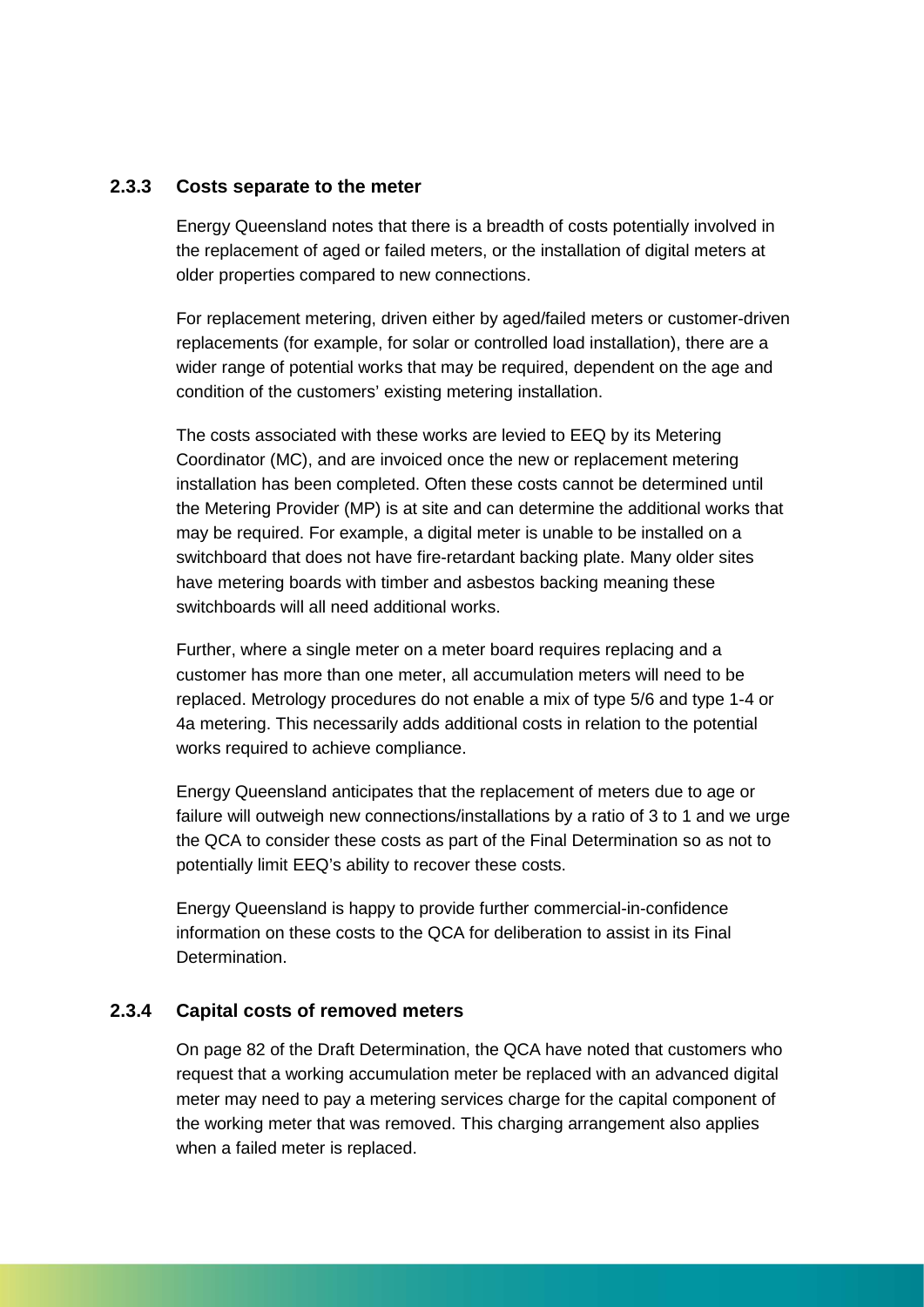### 2.3.3 Costs separate to the meter

Energy Queensland notes that there is a breadth of costs potentially involved in the replacement of aged or failed meters, or the installation of digital meters at older properties compared to new connections.

For replacement metering, driven either by aged/failed meters or customer-driven replacements (for example, for solar or controlled load installation), there are a wider range of potential works that may be required, dependent on the age and condition of the customers' existing metering installation.

The costs associated with these works are levied to EEQ by its Metering Coordinator (MC), and are invoiced once the new or replacement metering installation has been completed. Often these costs cannot be determined until the Metering Provider (MP) is at site and can determine the additional works that may be required. For example, a digital meter is unable to be installed on a switchboard that does not have fire-retardant backing plate. Many older sites have metering boards with timber and asbestos backing meaning these switchboards will all need additional works.

Further, where a single meter on a meter board requires replacing and a customer has more than one meter, all accumulation meters will need to be replaced. Metrology procedures do not enable a mix of type 5/6 and type 1-4 or 4a metering. This necessarily adds additional costs in relation to the potential works required to achieve compliance.

Energy Queensland anticipates that the replacement of meters due to age or failure will outweigh new connections/installations by a ratio of 3 to 1 and we urge the QCA to consider these costs as part of the Final Determination so as not to potentially limit EEQ's ability to recover these costs.

Energy Queensland is happy to provide further commercial-in-confidence information on these costs to the QCA for deliberation to assist in its Final Determination.

### 2.3.4 Capital costs of removed meters

On page 82 of the Draft Determination, the QCA have noted that customers who request that a working accumulation meter be replaced with an advanced digital meter may need to pay a metering services charge for the capital component of the working meter that was removed. This charging arrangement also applies when a failed meter is replaced.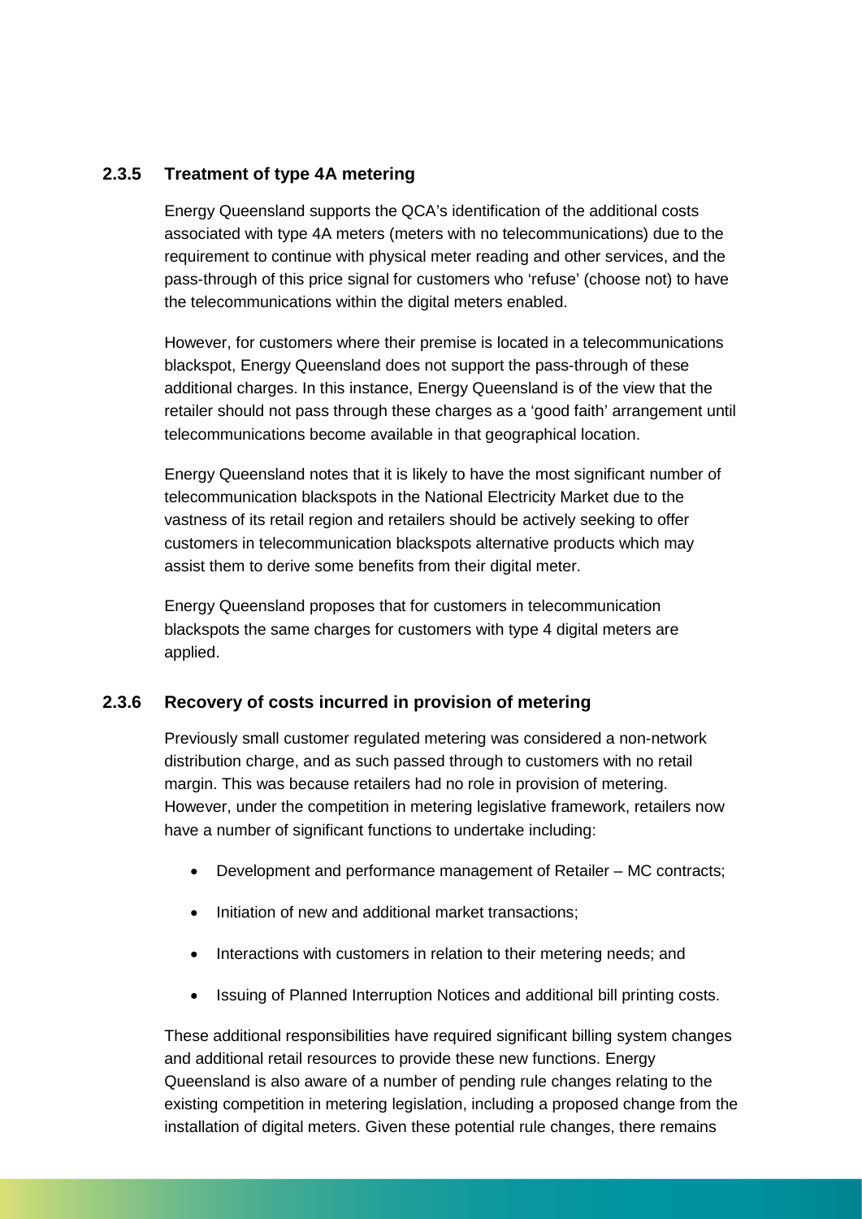### 2.3.5 Treatment of type 4A metering

Energy Queensland supports the QCA's identification of the additional costs associated with type 4A meters (meters with no telecommunications) due to the requirement to continue with physical meter reading and other services, and the pass-through of this price signal for customers who 'refuse' (choose not) to have the telecommunications within the digital meters enabled.

However, for customers where their premise is located in a telecommunications blackspot, Energy Queensland does not support the pass-through of these additional charges. In this instance, Energy Queensland is of the view that the retailer should not pass through these charges as a 'good faith' arrangement until telecommunications become available in that geographical location.

Energy Queensland notes that it is likely to have the most significant number of telecommunication blackspots in the National Electricity Market due to the vastness of its retail region and retailers should be actively seeking to offer customers in telecommunication blackspots alternative products which may assist them to derive some benefits from their digital meter.

Energy Queensland proposes that for customers in telecommunication blackspots the same charges for customers with type 4 digital meters are applied.

### 2.3.6 Recovery of costs incurred in provision of metering

Previously small customer regulated metering was considered a non-network distribution charge, and as such passed through to customers with no retail margin. This was because retailers had no role in provision of metering. However, under the competition in metering legislative framework, retailers now have a number of significant functions to undertake including:

- Development and performance management of Retailer – MC contracts;
- Initiation of new and additional market transactions;
- Interactions with customers in relation to their metering needs; and
- Issuing of Planned Interruption Notices and additional bill printing costs.

These additional responsibilities have required significant billing system changes and additional retail resources to provide these new functions. Energy Queensland is also aware of a number of pending rule changes relating to the existing competition in metering legislation, including a proposed change from the installation of digital meters. Given these potential rule changes, there remains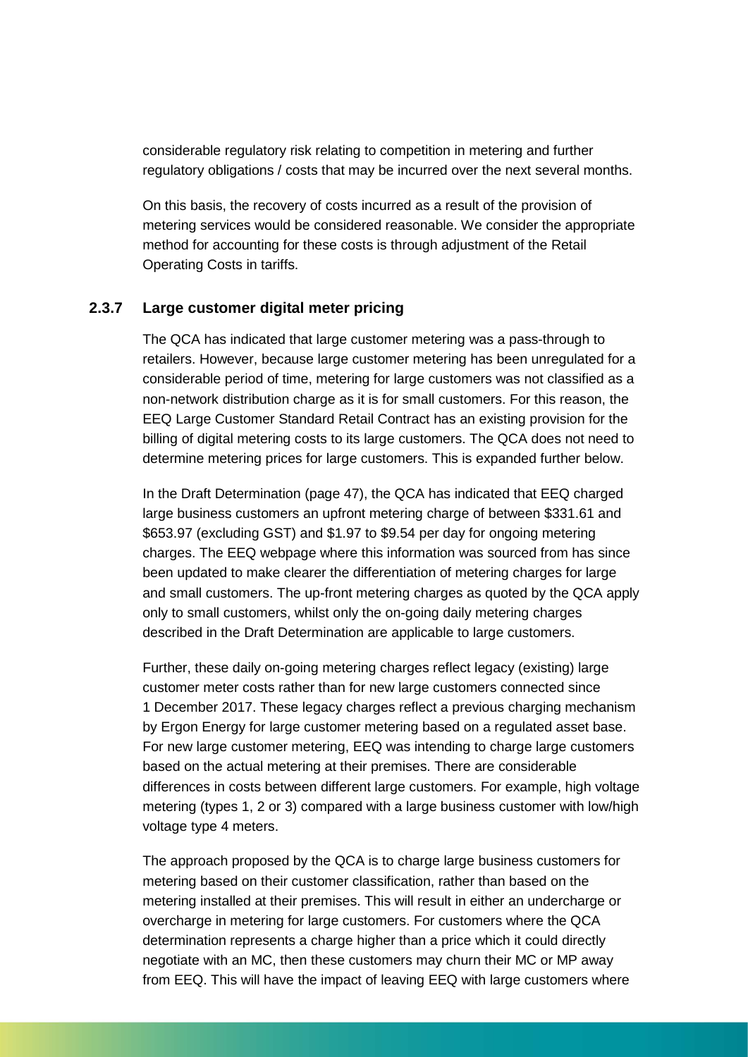considerable regulatory risk relating to competition in metering and further regulatory obligations / costs that may be incurred over the next several months.

On this basis, the recovery of costs incurred as a result of the provision of metering services would be considered reasonable. We consider the appropriate method for accounting for these costs is through adjustment of the Retail Operating Costs in tariffs.

### 2.3.7 Large customer digital meter pricing

The QCA has indicated that large customer metering was a pass-through to retailers. However, because large customer metering has been unregulated for a considerable period of time, metering for large customers was not classified as a non-network distribution charge as it is for small customers. For this reason, the EEQ Large Customer Standard Retail Contract has an existing provision for the billing of digital metering costs to its large customers. The QCA does not need to determine metering prices for large customers. This is expanded further below.

In the Draft Determination (page 47), the QCA has indicated that EEQ charged large business customers an upfront metering charge of between $331.61 and $653.97 (excluding GST) and $1.97 to $9.54 per day for ongoing metering charges. The EEQ webpage where this information was sourced from has since been updated to make clearer the differentiation of metering charges for large and small customers. The up-front metering charges as quoted by the QCA apply only to small customers, whilst only the on-going daily metering charges described in the Draft Determination are applicable to large customers.

Further, these daily on-going metering charges reflect legacy (existing) large customer meter costs rather than for new large customers connected since 1 December 2017. These legacy charges reflect a previous charging mechanism by Ergon Energy for large customer metering based on a regulated asset base. For new large customer metering, EEQ was intending to charge large customers based on the actual metering at their premises. There are considerable differences in costs between different large customers. For example, high voltage metering (types 1, 2 or 3) compared with a large business customer with low/high voltage type 4 meters.

The approach proposed by the QCA is to charge large business customers for metering based on their customer classification, rather than based on the metering installed at their premises. This will result in either an undercharge or overcharge in metering for large customers. For customers where the QCA determination represents a charge higher than a price which it could directly negotiate with an MC, then these customers may churn their MC or MP away from EEQ. This will have the impact of leaving EEQ with large customers where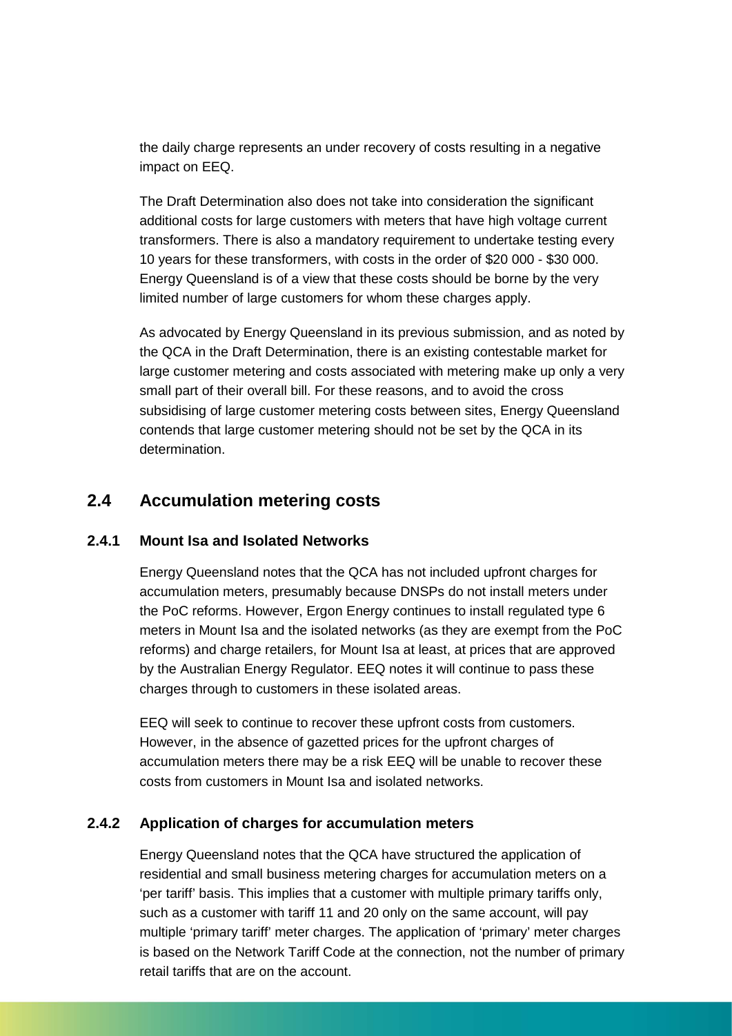the daily charge represents an under recovery of costs resulting in a negative impact on EEQ.

The Draft Determination also does not take into consideration the significant additional costs for large customers with meters that have high voltage current transformers. There is also a mandatory requirement to undertake testing every 10 years for these transformers, with costs in the order of \$20 000 - \$30 000. Energy Queensland is of a view that these costs should be borne by the very limited number of large customers for whom these charges apply.

As advocated by Energy Queensland in its previous submission, and as noted by the QCA in the Draft Determination, there is an existing contestable market for large customer metering and costs associated with metering make up only a very small part of their overall bill. For these reasons, and to avoid the cross subsidising of large customer metering costs between sites, Energy Queensland contends that large customer metering should not be set by the QCA in its determination.

## 2.4 Accumulation metering costs

### 2.4.1 Mount Isa and Isolated Networks

Energy Queensland notes that the QCA has not included upfront charges for accumulation meters, presumably because DNSPs do not install meters under the PoC reforms. However, Ergon Energy continues to install regulated type 6 meters in Mount Isa and the isolated networks (as they are exempt from the PoC reforms) and charge retailers, for Mount Isa at least, at prices that are approved by the Australian Energy Regulator. EEQ notes it will continue to pass these charges through to customers in these isolated areas.

EEQ will seek to continue to recover these upfront costs from customers. However, in the absence of gazetted prices for the upfront charges of accumulation meters there may be a risk EEQ will be unable to recover these costs from customers in Mount Isa and isolated networks.

### 2.4.2 Application of charges for accumulation meters

Energy Queensland notes that the QCA have structured the application of residential and small business metering charges for accumulation meters on a 'per tariff' basis. This implies that a customer with multiple primary tariffs only, such as a customer with tariff 11 and 20 only on the same account, will pay multiple 'primary tariff' meter charges. The application of 'primary' meter charges is based on the Network Tariff Code at the connection, not the number of primary retail tariffs that are on the account.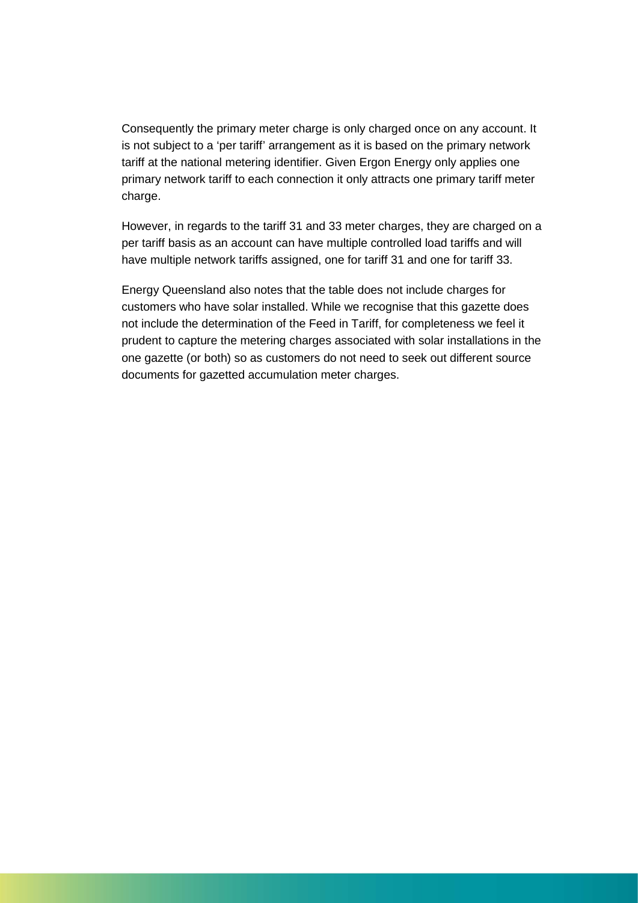Consequently the primary meter charge is only charged once on any account. It is not subject to a 'per tariff' arrangement as it is based on the primary network tariff at the national metering identifier. Given Ergon Energy only applies one primary network tariff to each connection it only attracts one primary tariff meter charge.

However, in regards to the tariff 31 and 33 meter charges, they are charged on a per tariff basis as an account can have multiple controlled load tariffs and will have multiple network tariffs assigned, one for tariff 31 and one for tariff 33.

Energy Queensland also notes that the table does not include charges for customers who have solar installed. While we recognise that this gazette does not include the determination of the Feed in Tariff, for completeness we feel it prudent to capture the metering charges associated with solar installations in the one gazette (or both) so as customers do not need to seek out different source documents for gazetted accumulation meter charges.